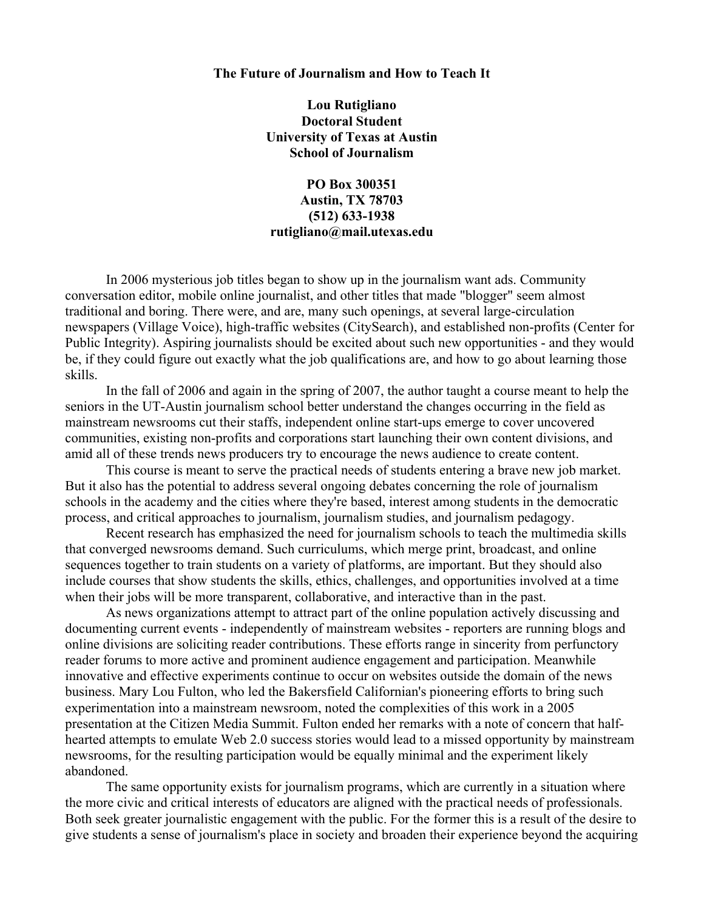# The Future of Journalism and How to Teach It

**Lou Rutigliano**
**Doctoral Student**
**University of Texas at Austin**
**School of Journalism**

**PO Box 300351**
**Austin, TX 78703**
**(512) 633-1938**
**rutigliano@mail.utexas.edu**

In 2006 mysterious job titles began to show up in the journalism want ads. Community conversation editor, mobile online journalist, and other titles that made "blogger" seem almost traditional and boring. There were, and are, many such openings, at several large-circulation newspapers (Village Voice), high-traffic websites (CitySearch), and established non-profits (Center for Public Integrity). Aspiring journalists should be excited about such new opportunities - and they would be, if they could figure out exactly what the job qualifications are, and how to go about learning those skills.

In the fall of 2006 and again in the spring of 2007, the author taught a course meant to help the seniors in the UT-Austin journalism school better understand the changes occurring in the field as mainstream newsrooms cut their staffs, independent online start-ups emerge to cover uncovered communities, existing non-profits and corporations start launching their own content divisions, and amid all of these trends news producers try to encourage the news audience to create content.

This course is meant to serve the practical needs of students entering a brave new job market. But it also has the potential to address several ongoing debates concerning the role of journalism schools in the academy and the cities where they're based, interest among students in the democratic process, and critical approaches to journalism, journalism studies, and journalism pedagogy.

Recent research has emphasized the need for journalism schools to teach the multimedia skills that converged newsrooms demand. Such curriculums, which merge print, broadcast, and online sequences together to train students on a variety of platforms, are important. But they should also include courses that show students the skills, ethics, challenges, and opportunities involved at a time when their jobs will be more transparent, collaborative, and interactive than in the past.

As news organizations attempt to attract part of the online population actively discussing and documenting current events - independently of mainstream websites - reporters are running blogs and online divisions are soliciting reader contributions. These efforts range in sincerity from perfunctory reader forums to more active and prominent audience engagement and participation. Meanwhile innovative and effective experiments continue to occur on websites outside the domain of the news business. Mary Lou Fulton, who led the Bakersfield Californian's pioneering efforts to bring such experimentation into a mainstream newsroom, noted the complexities of this work in a 2005 presentation at the Citizen Media Summit. Fulton ended her remarks with a note of concern that half-hearted attempts to emulate Web 2.0 success stories would lead to a missed opportunity by mainstream newsrooms, for the resulting participation would be equally minimal and the experiment likely abandoned.

The same opportunity exists for journalism programs, which are currently in a situation where the more civic and critical interests of educators are aligned with the practical needs of professionals. Both seek greater journalistic engagement with the public. For the former this is a result of the desire to give students a sense of journalism's place in society and broaden their experience beyond the acquiring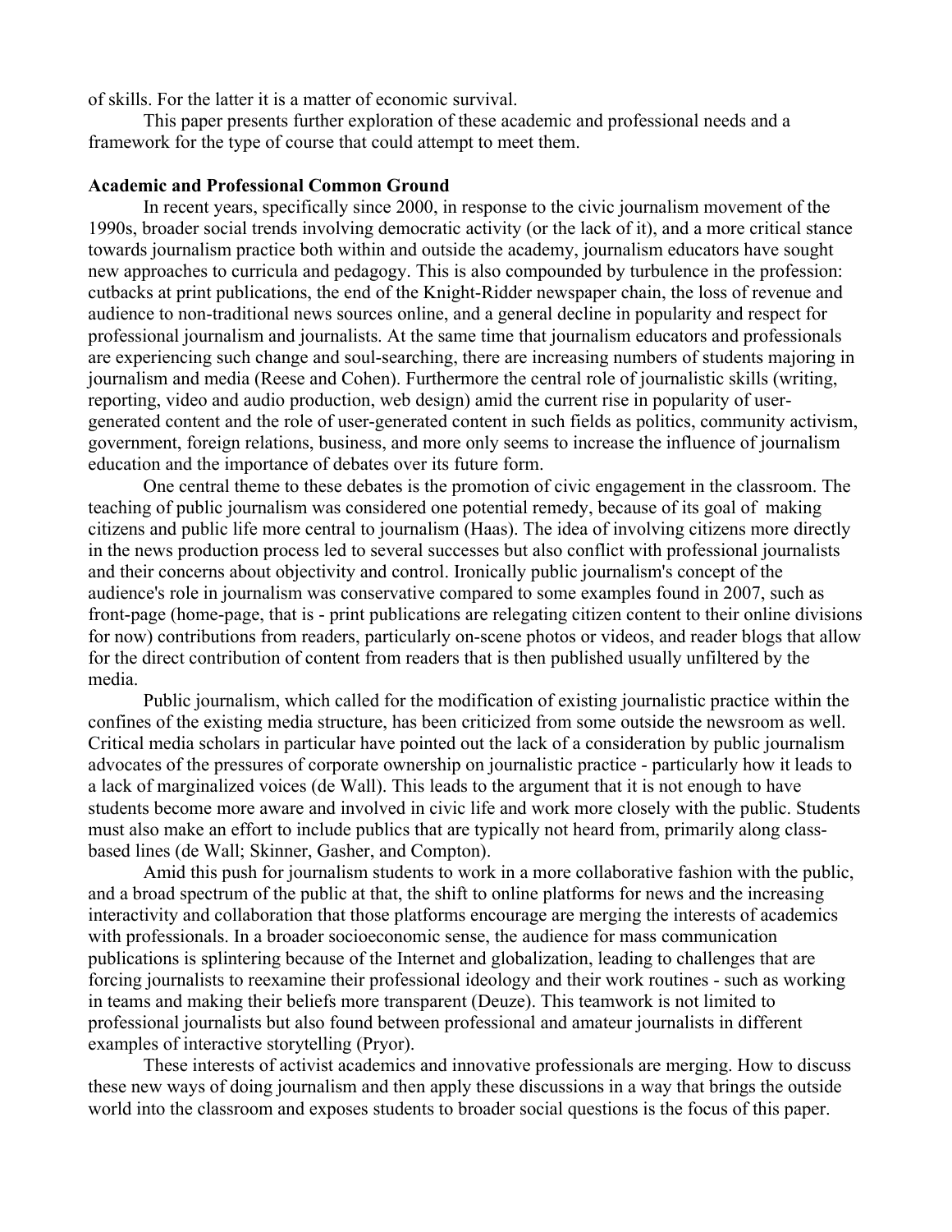of skills. For the latter it is a matter of economic survival.

This paper presents further exploration of these academic and professional needs and a framework for the type of course that could attempt to meet them.

**Academic and Professional Common Ground**

In recent years, specifically since 2000, in response to the civic journalism movement of the 1990s, broader social trends involving democratic activity (or the lack of it), and a more critical stance towards journalism practice both within and outside the academy, journalism educators have sought new approaches to curricula and pedagogy. This is also compounded by turbulence in the profession: cutbacks at print publications, the end of the Knight-Ridder newspaper chain, the loss of revenue and audience to non-traditional news sources online, and a general decline in popularity and respect for professional journalism and journalists. At the same time that journalism educators and professionals are experiencing such change and soul-searching, there are increasing numbers of students majoring in journalism and media (Reese and Cohen). Furthermore the central role of journalistic skills (writing, reporting, video and audio production, web design) amid the current rise in popularity of user-generated content and the role of user-generated content in such fields as politics, community activism, government, foreign relations, business, and more only seems to increase the influence of journalism education and the importance of debates over its future form.

One central theme to these debates is the promotion of civic engagement in the classroom. The teaching of public journalism was considered one potential remedy, because of its goal of making citizens and public life more central to journalism (Haas). The idea of involving citizens more directly in the news production process led to several successes but also conflict with professional journalists and their concerns about objectivity and control. Ironically public journalism's concept of the audience's role in journalism was conservative compared to some examples found in 2007, such as front-page (home-page, that is - print publications are relegating citizen content to their online divisions for now) contributions from readers, particularly on-scene photos or videos, and reader blogs that allow for the direct contribution of content from readers that is then published usually unfiltered by the media.

Public journalism, which called for the modification of existing journalistic practice within the confines of the existing media structure, has been criticized from some outside the newsroom as well. Critical media scholars in particular have pointed out the lack of a consideration by public journalism advocates of the pressures of corporate ownership on journalistic practice - particularly how it leads to a lack of marginalized voices (de Wall). This leads to the argument that it is not enough to have students become more aware and involved in civic life and work more closely with the public. Students must also make an effort to include publics that are typically not heard from, primarily along class-based lines (de Wall; Skinner, Gasher, and Compton).

Amid this push for journalism students to work in a more collaborative fashion with the public, and a broad spectrum of the public at that, the shift to online platforms for news and the increasing interactivity and collaboration that those platforms encourage are merging the interests of academics with professionals. In a broader socioeconomic sense, the audience for mass communication publications is splintering because of the Internet and globalization, leading to challenges that are forcing journalists to reexamine their professional ideology and their work routines - such as working in teams and making their beliefs more transparent (Deuze). This teamwork is not limited to professional journalists but also found between professional and amateur journalists in different examples of interactive storytelling (Pryor).

These interests of activist academics and innovative professionals are merging. How to discuss these new ways of doing journalism and then apply these discussions in a way that brings the outside world into the classroom and exposes students to broader social questions is the focus of this paper.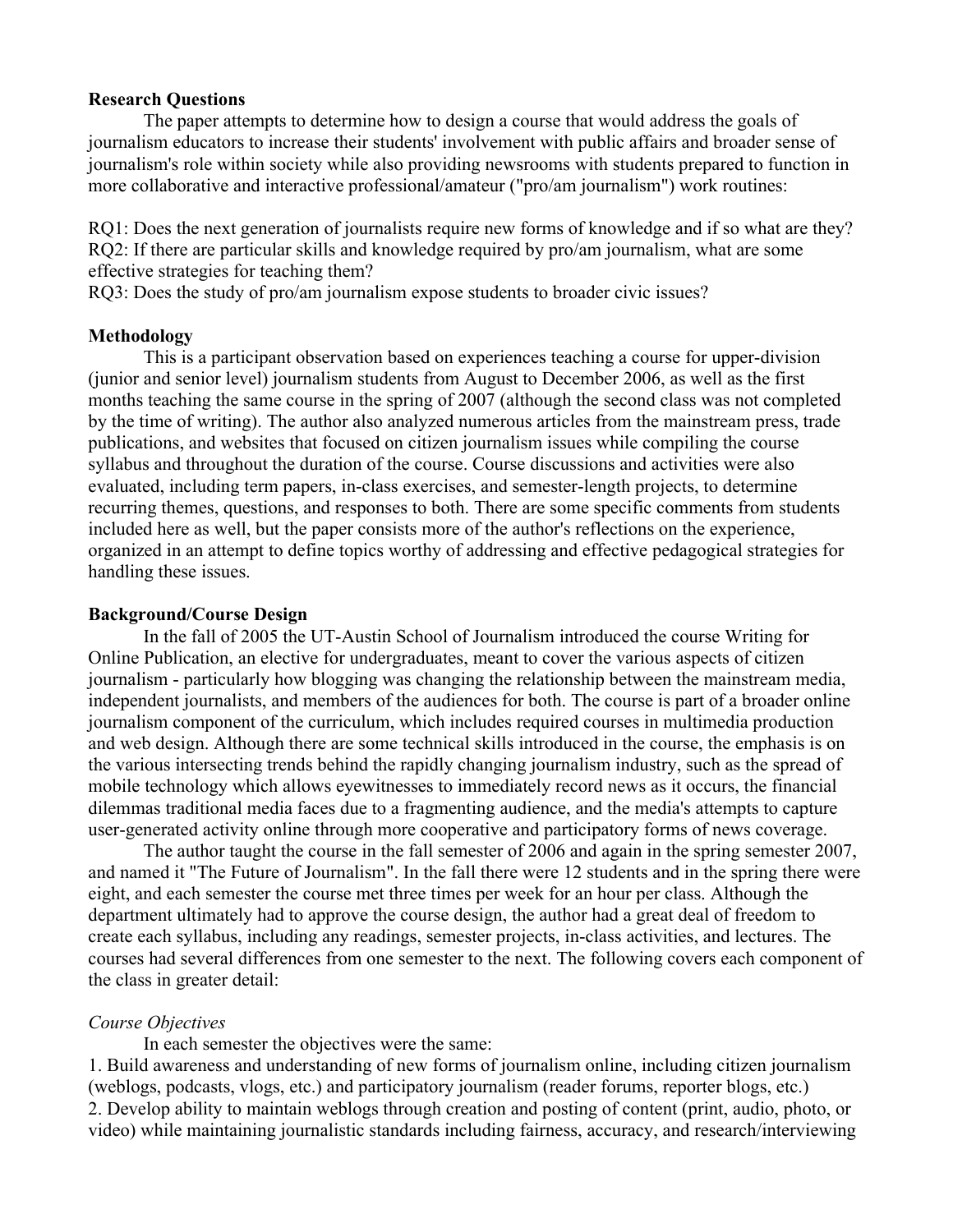**Research Questions**

The paper attempts to determine how to design a course that would address the goals of journalism educators to increase their students' involvement with public affairs and broader sense of journalism's role within society while also providing newsrooms with students prepared to function in more collaborative and interactive professional/amateur ("pro/am journalism") work routines:

RQ1: Does the next generation of journalists require new forms of knowledge and if so what are they?
RQ2: If there are particular skills and knowledge required by pro/am journalism, what are some effective strategies for teaching them?
RQ3: Does the study of pro/am journalism expose students to broader civic issues?

**Methodology**

This is a participant observation based on experiences teaching a course for upper-division (junior and senior level) journalism students from August to December 2006, as well as the first months teaching the same course in the spring of 2007 (although the second class was not completed by the time of writing). The author also analyzed numerous articles from the mainstream press, trade publications, and websites that focused on citizen journalism issues while compiling the course syllabus and throughout the duration of the course. Course discussions and activities were also evaluated, including term papers, in-class exercises, and semester-length projects, to determine recurring themes, questions, and responses to both. There are some specific comments from students included here as well, but the paper consists more of the author's reflections on the experience, organized in an attempt to define topics worthy of addressing and effective pedagogical strategies for handling these issues.

**Background/Course Design**

In the fall of 2005 the UT-Austin School of Journalism introduced the course Writing for Online Publication, an elective for undergraduates, meant to cover the various aspects of citizen journalism - particularly how blogging was changing the relationship between the mainstream media, independent journalists, and members of the audiences for both. The course is part of a broader online journalism component of the curriculum, which includes required courses in multimedia production and web design. Although there are some technical skills introduced in the course, the emphasis is on the various intersecting trends behind the rapidly changing journalism industry, such as the spread of mobile technology which allows eyewitnesses to immediately record news as it occurs, the financial dilemmas traditional media faces due to a fragmenting audience, and the media's attempts to capture user-generated activity online through more cooperative and participatory forms of news coverage.

The author taught the course in the fall semester of 2006 and again in the spring semester 2007, and named it "The Future of Journalism". In the fall there were 12 students and in the spring there were eight, and each semester the course met three times per week for an hour per class. Although the department ultimately had to approve the course design, the author had a great deal of freedom to create each syllabus, including any readings, semester projects, in-class activities, and lectures. The courses had several differences from one semester to the next. The following covers each component of the class in greater detail:

*Course Objectives*

In each semester the objectives were the same:

1. Build awareness and understanding of new forms of journalism online, including citizen journalism (weblogs, podcasts, vlogs, etc.) and participatory journalism (reader forums, reporter blogs, etc.)
2. Develop ability to maintain weblogs through creation and posting of content (print, audio, photo, or video) while maintaining journalistic standards including fairness, accuracy, and research/interviewing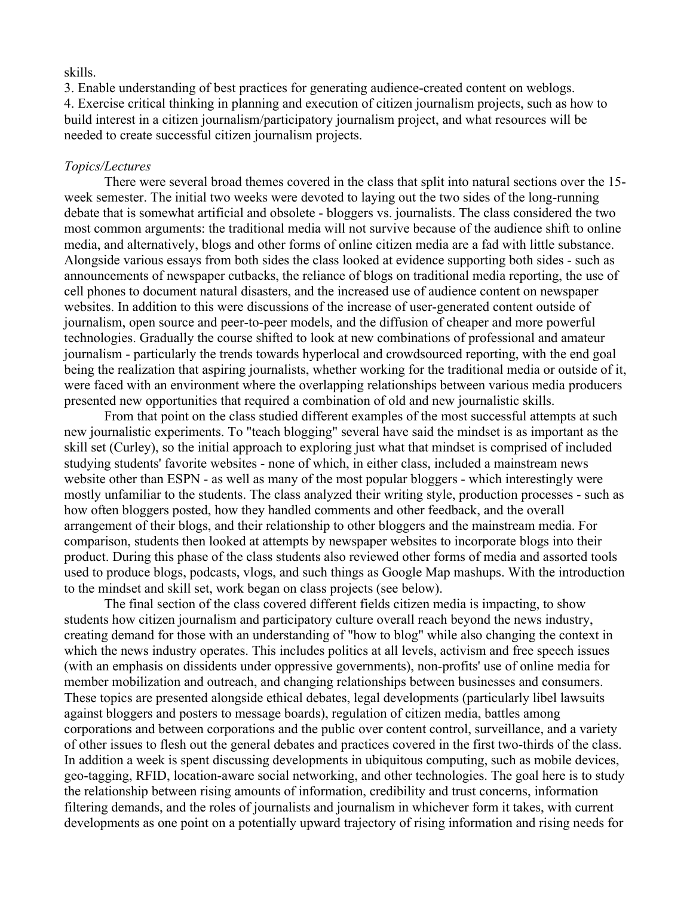skills.

3. Enable understanding of best practices for generating audience-created content on weblogs.
4. Exercise critical thinking in planning and execution of citizen journalism projects, such as how to build interest in a citizen journalism/participatory journalism project, and what resources will be needed to create successful citizen journalism projects.

*Topics/Lectures*

There were several broad themes covered in the class that split into natural sections over the 15-week semester. The initial two weeks were devoted to laying out the two sides of the long-running debate that is somewhat artificial and obsolete - bloggers vs. journalists. The class considered the two most common arguments: the traditional media will not survive because of the audience shift to online media, and alternatively, blogs and other forms of online citizen media are a fad with little substance. Alongside various essays from both sides the class looked at evidence supporting both sides - such as announcements of newspaper cutbacks, the reliance of blogs on traditional media reporting, the use of cell phones to document natural disasters, and the increased use of audience content on newspaper websites. In addition to this were discussions of the increase of user-generated content outside of journalism, open source and peer-to-peer models, and the diffusion of cheaper and more powerful technologies. Gradually the course shifted to look at new combinations of professional and amateur journalism - particularly the trends towards hyperlocal and crowdsourced reporting, with the end goal being the realization that aspiring journalists, whether working for the traditional media or outside of it, were faced with an environment where the overlapping relationships between various media producers presented new opportunities that required a combination of old and new journalistic skills.

From that point on the class studied different examples of the most successful attempts at such new journalistic experiments. To "teach blogging" several have said the mindset is as important as the skill set (Curley), so the initial approach to exploring just what that mindset is comprised of included studying students' favorite websites - none of which, in either class, included a mainstream news website other than ESPN - as well as many of the most popular bloggers - which interestingly were mostly unfamiliar to the students. The class analyzed their writing style, production processes - such as how often bloggers posted, how they handled comments and other feedback, and the overall arrangement of their blogs, and their relationship to other bloggers and the mainstream media. For comparison, students then looked at attempts by newspaper websites to incorporate blogs into their product. During this phase of the class students also reviewed other forms of media and assorted tools used to produce blogs, podcasts, vlogs, and such things as Google Map mashups. With the introduction to the mindset and skill set, work began on class projects (see below).

The final section of the class covered different fields citizen media is impacting, to show students how citizen journalism and participatory culture overall reach beyond the news industry, creating demand for those with an understanding of "how to blog" while also changing the context in which the news industry operates. This includes politics at all levels, activism and free speech issues (with an emphasis on dissidents under oppressive governments), non-profits' use of online media for member mobilization and outreach, and changing relationships between businesses and consumers. These topics are presented alongside ethical debates, legal developments (particularly libel lawsuits against bloggers and posters to message boards), regulation of citizen media, battles among corporations and between corporations and the public over content control, surveillance, and a variety of other issues to flesh out the general debates and practices covered in the first two-thirds of the class. In addition a week is spent discussing developments in ubiquitous computing, such as mobile devices, geo-tagging, RFID, location-aware social networking, and other technologies. The goal here is to study the relationship between rising amounts of information, credibility and trust concerns, information filtering demands, and the roles of journalists and journalism in whichever form it takes, with current developments as one point on a potentially upward trajectory of rising information and rising needs for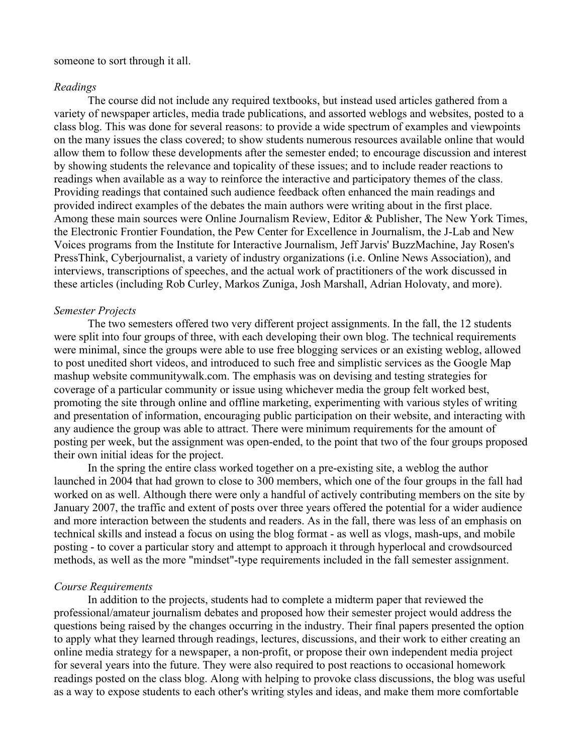someone to sort through it all.

*Readings*

The course did not include any required textbooks, but instead used articles gathered from a variety of newspaper articles, media trade publications, and assorted weblogs and websites, posted to a class blog. This was done for several reasons: to provide a wide spectrum of examples and viewpoints on the many issues the class covered; to show students numerous resources available online that would allow them to follow these developments after the semester ended; to encourage discussion and interest by showing students the relevance and topicality of these issues; and to include reader reactions to readings when available as a way to reinforce the interactive and participatory themes of the class. Providing readings that contained such audience feedback often enhanced the main readings and provided indirect examples of the debates the main authors were writing about in the first place. Among these main sources were Online Journalism Review, Editor & Publisher, The New York Times, the Electronic Frontier Foundation, the Pew Center for Excellence in Journalism, the J-Lab and New Voices programs from the Institute for Interactive Journalism, Jeff Jarvis' BuzzMachine, Jay Rosen's PressThink, Cyberjournalist, a variety of industry organizations (i.e. Online News Association), and interviews, transcriptions of speeches, and the actual work of practitioners of the work discussed in these articles (including Rob Curley, Markos Zuniga, Josh Marshall, Adrian Holovaty, and more).

*Semester Projects*

The two semesters offered two very different project assignments. In the fall, the 12 students were split into four groups of three, with each developing their own blog. The technical requirements were minimal, since the groups were able to use free blogging services or an existing weblog, allowed to post unedited short videos, and introduced to such free and simplistic services as the Google Map mashup website communitywalk.com. The emphasis was on devising and testing strategies for coverage of a particular community or issue using whichever media the group felt worked best, promoting the site through online and offline marketing, experimenting with various styles of writing and presentation of information, encouraging public participation on their website, and interacting with any audience the group was able to attract. There were minimum requirements for the amount of posting per week, but the assignment was open-ended, to the point that two of the four groups proposed their own initial ideas for the project.

In the spring the entire class worked together on a pre-existing site, a weblog the author launched in 2004 that had grown to close to 300 members, which one of the four groups in the fall had worked on as well. Although there were only a handful of actively contributing members on the site by January 2007, the traffic and extent of posts over three years offered the potential for a wider audience and more interaction between the students and readers. As in the fall, there was less of an emphasis on technical skills and instead a focus on using the blog format - as well as vlogs, mash-ups, and mobile posting - to cover a particular story and attempt to approach it through hyperlocal and crowdsourced methods, as well as the more "mindset"-type requirements included in the fall semester assignment.

*Course Requirements*

In addition to the projects, students had to complete a midterm paper that reviewed the professional/amateur journalism debates and proposed how their semester project would address the questions being raised by the changes occurring in the industry. Their final papers presented the option to apply what they learned through readings, lectures, discussions, and their work to either creating an online media strategy for a newspaper, a non-profit, or propose their own independent media project for several years into the future. They were also required to post reactions to occasional homework readings posted on the class blog. Along with helping to provoke class discussions, the blog was useful as a way to expose students to each other's writing styles and ideas, and make them more comfortable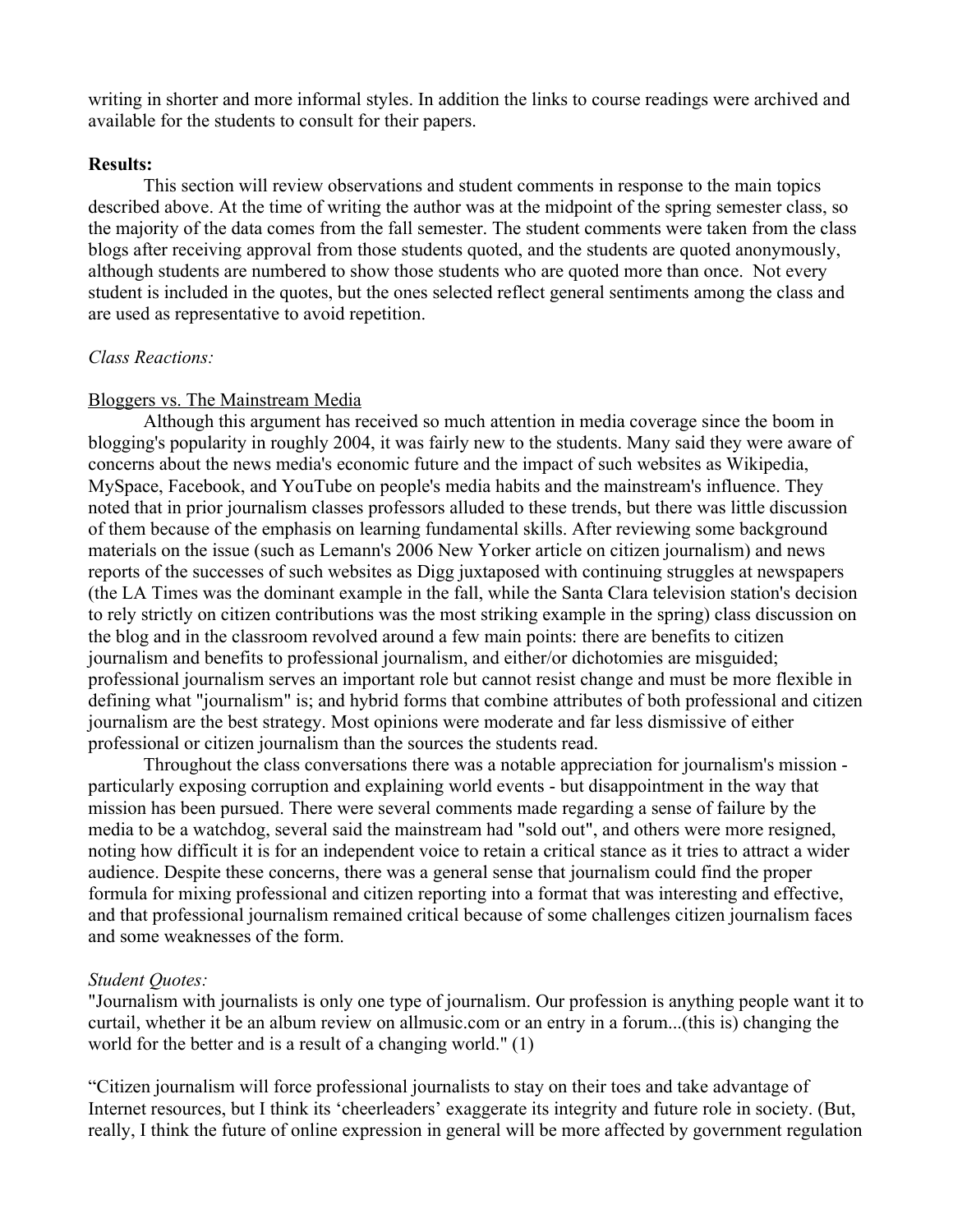writing in shorter and more informal styles. In addition the links to course readings were archived and available for the students to consult for their papers.

**Results:**

This section will review observations and student comments in response to the main topics described above. At the time of writing the author was at the midpoint of the spring semester class, so the majority of the data comes from the fall semester. The student comments were taken from the class blogs after receiving approval from those students quoted, and the students are quoted anonymously, although students are numbered to show those students who are quoted more than once. Not every student is included in the quotes, but the ones selected reflect general sentiments among the class and are used as representative to avoid repetition.

*Class Reactions:*

<u>Bloggers vs. The Mainstream Media</u>

Although this argument has received so much attention in media coverage since the boom in blogging's popularity in roughly 2004, it was fairly new to the students. Many said they were aware of concerns about the news media's economic future and the impact of such websites as Wikipedia, MySpace, Facebook, and YouTube on people's media habits and the mainstream's influence. They noted that in prior journalism classes professors alluded to these trends, but there was little discussion of them because of the emphasis on learning fundamental skills. After reviewing some background materials on the issue (such as Lemann's 2006 New Yorker article on citizen journalism) and news reports of the successes of such websites as Digg juxtaposed with continuing struggles at newspapers (the LA Times was the dominant example in the fall, while the Santa Clara television station's decision to rely strictly on citizen contributions was the most striking example in the spring) class discussion on the blog and in the classroom revolved around a few main points: there are benefits to citizen journalism and benefits to professional journalism, and either/or dichotomies are misguided; professional journalism serves an important role but cannot resist change and must be more flexible in defining what "journalism" is; and hybrid forms that combine attributes of both professional and citizen journalism are the best strategy. Most opinions were moderate and far less dismissive of either professional or citizen journalism than the sources the students read.

Throughout the class conversations there was a notable appreciation for journalism's mission - particularly exposing corruption and explaining world events - but disappointment in the way that mission has been pursued. There were several comments made regarding a sense of failure by the media to be a watchdog, several said the mainstream had "sold out", and others were more resigned, noting how difficult it is for an independent voice to retain a critical stance as it tries to attract a wider audience. Despite these concerns, there was a general sense that journalism could find the proper formula for mixing professional and citizen reporting into a format that was interesting and effective, and that professional journalism remained critical because of some challenges citizen journalism faces and some weaknesses of the form.

*Student Quotes:*

"Journalism with journalists is only one type of journalism. Our profession is anything people want it to curtail, whether it be an album review on allmusic.com or an entry in a forum...(this is) changing the world for the better and is a result of a changing world." (1)

"Citizen journalism will force professional journalists to stay on their toes and take advantage of Internet resources, but I think its 'cheerleaders' exaggerate its integrity and future role in society. (But, really, I think the future of online expression in general will be more affected by government regulation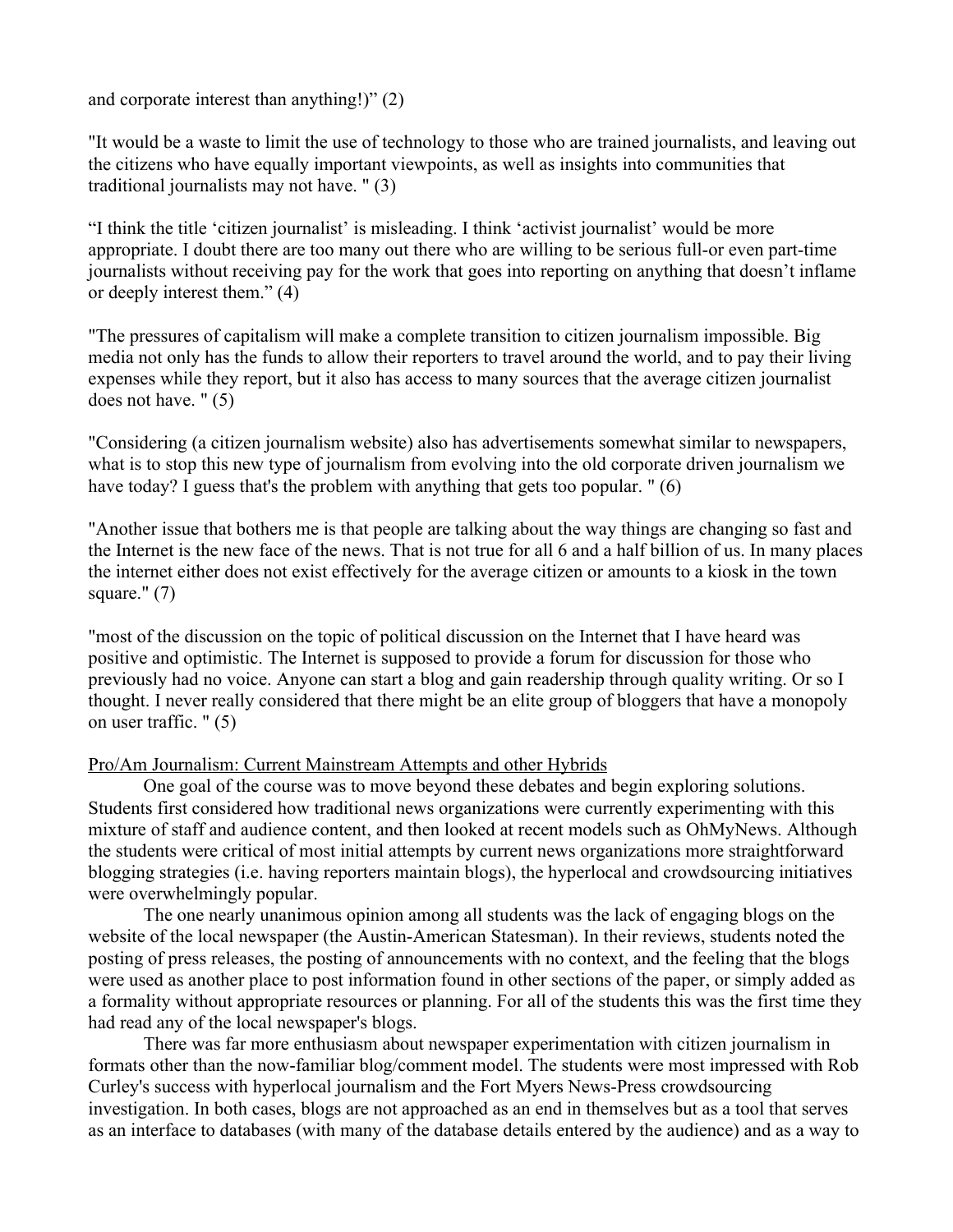and corporate interest than anything!)" (2)

"It would be a waste to limit the use of technology to those who are trained journalists, and leaving out the citizens who have equally important viewpoints, as well as insights into communities that traditional journalists may not have. " (3)

"I think the title 'citizen journalist' is misleading. I think 'activist journalist' would be more appropriate. I doubt there are too many out there who are willing to be serious full-or even part-time journalists without receiving pay for the work that goes into reporting on anything that doesn't inflame or deeply interest them." (4)

"The pressures of capitalism will make a complete transition to citizen journalism impossible. Big media not only has the funds to allow their reporters to travel around the world, and to pay their living expenses while they report, but it also has access to many sources that the average citizen journalist does not have. " (5)

"Considering (a citizen journalism website) also has advertisements somewhat similar to newspapers, what is to stop this new type of journalism from evolving into the old corporate driven journalism we have today? I guess that's the problem with anything that gets too popular. " (6)

"Another issue that bothers me is that people are talking about the way things are changing so fast and the Internet is the new face of the news. That is not true for all 6 and a half billion of us. In many places the internet either does not exist effectively for the average citizen or amounts to a kiosk in the town square." (7)

"most of the discussion on the topic of political discussion on the Internet that I have heard was positive and optimistic. The Internet is supposed to provide a forum for discussion for those who previously had no voice. Anyone can start a blog and gain readership through quality writing. Or so I thought. I never really considered that there might be an elite group of bloggers that have a monopoly on user traffic. " (5)

<u>Pro/Am Journalism: Current Mainstream Attempts and other Hybrids</u>

One goal of the course was to move beyond these debates and begin exploring solutions. Students first considered how traditional news organizations were currently experimenting with this mixture of staff and audience content, and then looked at recent models such as OhMyNews. Although the students were critical of most initial attempts by current news organizations more straightforward blogging strategies (i.e. having reporters maintain blogs), the hyperlocal and crowdsourcing initiatives were overwhelmingly popular.

The one nearly unanimous opinion among all students was the lack of engaging blogs on the website of the local newspaper (the Austin-American Statesman). In their reviews, students noted the posting of press releases, the posting of announcements with no context, and the feeling that the blogs were used as another place to post information found in other sections of the paper, or simply added as a formality without appropriate resources or planning. For all of the students this was the first time they had read any of the local newspaper's blogs.

There was far more enthusiasm about newspaper experimentation with citizen journalism in formats other than the now-familiar blog/comment model. The students were most impressed with Rob Curley's success with hyperlocal journalism and the Fort Myers News-Press crowdsourcing investigation. In both cases, blogs are not approached as an end in themselves but as a tool that serves as an interface to databases (with many of the database details entered by the audience) and as a way to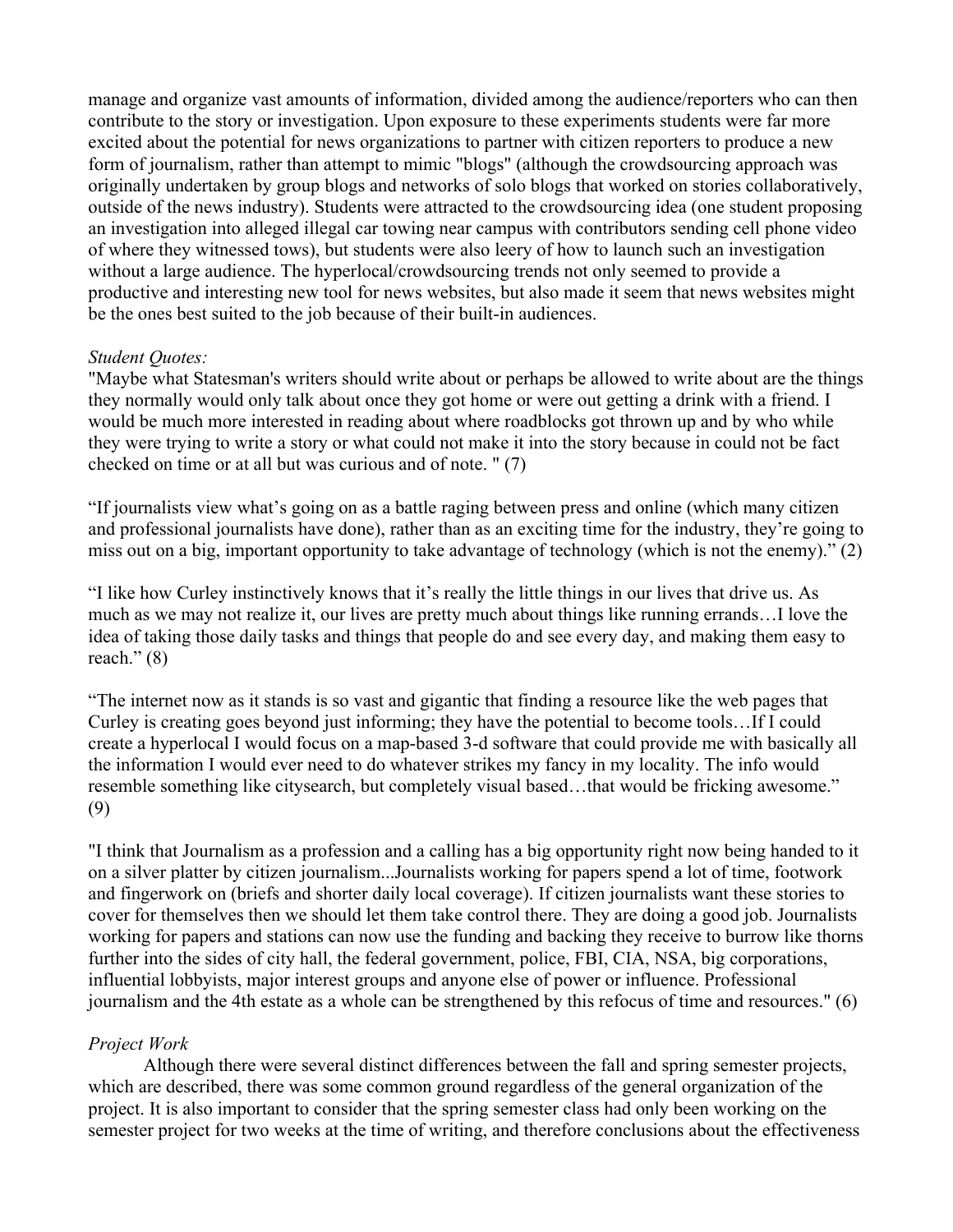manage and organize vast amounts of information, divided among the audience/reporters who can then contribute to the story or investigation. Upon exposure to these experiments students were far more excited about the potential for news organizations to partner with citizen reporters to produce a new form of journalism, rather than attempt to mimic "blogs" (although the crowdsourcing approach was originally undertaken by group blogs and networks of solo blogs that worked on stories collaboratively, outside of the news industry). Students were attracted to the crowdsourcing idea (one student proposing an investigation into alleged illegal car towing near campus with contributors sending cell phone video of where they witnessed tows), but students were also leery of how to launch such an investigation without a large audience. The hyperlocal/crowdsourcing trends not only seemed to provide a productive and interesting new tool for news websites, but also made it seem that news websites might be the ones best suited to the job because of their built-in audiences.

*Student Quotes:*

"Maybe what Statesman's writers should write about or perhaps be allowed to write about are the things they normally would only talk about once they got home or were out getting a drink with a friend. I would be much more interested in reading about where roadblocks got thrown up and by who while they were trying to write a story or what could not make it into the story because in could not be fact checked on time or at all but was curious and of note. " (7)

"If journalists view what's going on as a battle raging between press and online (which many citizen and professional journalists have done), rather than as an exciting time for the industry, they're going to miss out on a big, important opportunity to take advantage of technology (which is not the enemy)." (2)

"I like how Curley instinctively knows that it's really the little things in our lives that drive us. As much as we may not realize it, our lives are pretty much about things like running errands…I love the idea of taking those daily tasks and things that people do and see every day, and making them easy to reach." (8)

"The internet now as it stands is so vast and gigantic that finding a resource like the web pages that Curley is creating goes beyond just informing; they have the potential to become tools…If I could create a hyperlocal I would focus on a map-based 3-d software that could provide me with basically all the information I would ever need to do whatever strikes my fancy in my locality. The info would resemble something like citysearch, but completely visual based…that would be fricking awesome." (9)

"I think that Journalism as a profession and a calling has a big opportunity right now being handed to it on a silver platter by citizen journalism...Journalists working for papers spend a lot of time, footwork and fingerwork on (briefs and shorter daily local coverage). If citizen journalists want these stories to cover for themselves then we should let them take control there. They are doing a good job. Journalists working for papers and stations can now use the funding and backing they receive to burrow like thorns further into the sides of city hall, the federal government, police, FBI, CIA, NSA, big corporations, influential lobbyists, major interest groups and anyone else of power or influence. Professional journalism and the 4th estate as a whole can be strengthened by this refocus of time and resources." (6)

*Project Work*

Although there were several distinct differences between the fall and spring semester projects, which are described, there was some common ground regardless of the general organization of the project. It is also important to consider that the spring semester class had only been working on the semester project for two weeks at the time of writing, and therefore conclusions about the effectiveness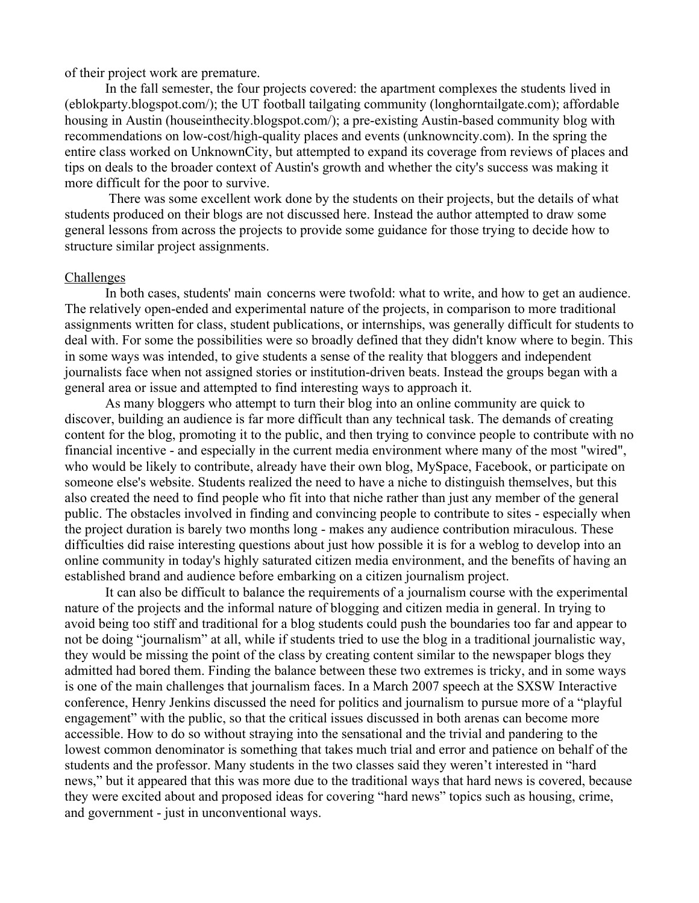of their project work are premature.

In the fall semester, the four projects covered: the apartment complexes the students lived in (eblokparty.blogspot.com/); the UT football tailgating community (longhorntailgate.com); affordable housing in Austin (houseinthecity.blogspot.com/); a pre-existing Austin-based community blog with recommendations on low-cost/high-quality places and events (unknowncity.com). In the spring the entire class worked on UnknownCity, but attempted to expand its coverage from reviews of places and tips on deals to the broader context of Austin's growth and whether the city's success was making it more difficult for the poor to survive.

There was some excellent work done by the students on their projects, but the details of what students produced on their blogs are not discussed here. Instead the author attempted to draw some general lessons from across the projects to provide some guidance for those trying to decide how to structure similar project assignments.

## Challenges

In both cases, students' main concerns were twofold: what to write, and how to get an audience. The relatively open-ended and experimental nature of the projects, in comparison to more traditional assignments written for class, student publications, or internships, was generally difficult for students to deal with. For some the possibilities were so broadly defined that they didn't know where to begin. This in some ways was intended, to give students a sense of the reality that bloggers and independent journalists face when not assigned stories or institution-driven beats. Instead the groups began with a general area or issue and attempted to find interesting ways to approach it.

As many bloggers who attempt to turn their blog into an online community are quick to discover, building an audience is far more difficult than any technical task. The demands of creating content for the blog, promoting it to the public, and then trying to convince people to contribute with no financial incentive - and especially in the current media environment where many of the most "wired", who would be likely to contribute, already have their own blog, MySpace, Facebook, or participate on someone else's website. Students realized the need to have a niche to distinguish themselves, but this also created the need to find people who fit into that niche rather than just any member of the general public. The obstacles involved in finding and convincing people to contribute to sites - especially when the project duration is barely two months long - makes any audience contribution miraculous. These difficulties did raise interesting questions about just how possible it is for a weblog to develop into an online community in today's highly saturated citizen media environment, and the benefits of having an established brand and audience before embarking on a citizen journalism project.

It can also be difficult to balance the requirements of a journalism course with the experimental nature of the projects and the informal nature of blogging and citizen media in general. In trying to avoid being too stiff and traditional for a blog students could push the boundaries too far and appear to not be doing "journalism" at all, while if students tried to use the blog in a traditional journalistic way, they would be missing the point of the class by creating content similar to the newspaper blogs they admitted had bored them. Finding the balance between these two extremes is tricky, and in some ways is one of the main challenges that journalism faces. In a March 2007 speech at the SXSW Interactive conference, Henry Jenkins discussed the need for politics and journalism to pursue more of a "playful engagement" with the public, so that the critical issues discussed in both arenas can become more accessible. How to do so without straying into the sensational and the trivial and pandering to the lowest common denominator is something that takes much trial and error and patience on behalf of the students and the professor. Many students in the two classes said they weren't interested in "hard news," but it appeared that this was more due to the traditional ways that hard news is covered, because they were excited about and proposed ideas for covering "hard news" topics such as housing, crime, and government - just in unconventional ways.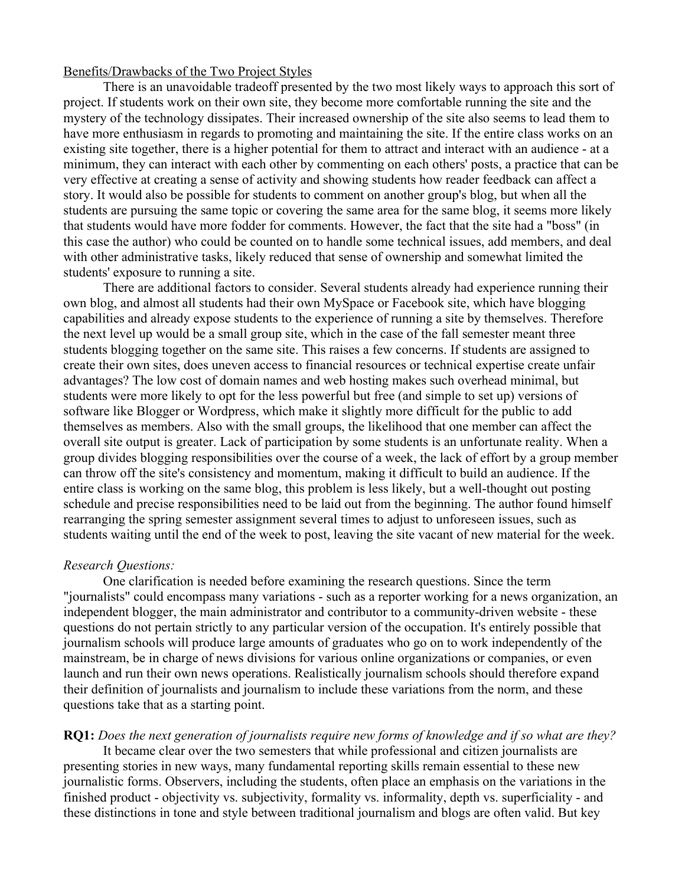Benefits/Drawbacks of the Two Project Styles

There is an unavoidable tradeoff presented by the two most likely ways to approach this sort of project. If students work on their own site, they become more comfortable running the site and the mystery of the technology dissipates. Their increased ownership of the site also seems to lead them to have more enthusiasm in regards to promoting and maintaining the site. If the entire class works on an existing site together, there is a higher potential for them to attract and interact with an audience - at a minimum, they can interact with each other by commenting on each others' posts, a practice that can be very effective at creating a sense of activity and showing students how reader feedback can affect a story. It would also be possible for students to comment on another group's blog, but when all the students are pursuing the same topic or covering the same area for the same blog, it seems more likely that students would have more fodder for comments. However, the fact that the site had a "boss" (in this case the author) who could be counted on to handle some technical issues, add members, and deal with other administrative tasks, likely reduced that sense of ownership and somewhat limited the students' exposure to running a site.

There are additional factors to consider. Several students already had experience running their own blog, and almost all students had their own MySpace or Facebook site, which have blogging capabilities and already expose students to the experience of running a site by themselves. Therefore the next level up would be a small group site, which in the case of the fall semester meant three students blogging together on the same site. This raises a few concerns. If students are assigned to create their own sites, does uneven access to financial resources or technical expertise create unfair advantages? The low cost of domain names and web hosting makes such overhead minimal, but students were more likely to opt for the less powerful but free (and simple to set up) versions of software like Blogger or Wordpress, which make it slightly more difficult for the public to add themselves as members. Also with the small groups, the likelihood that one member can affect the overall site output is greater. Lack of participation by some students is an unfortunate reality. When a group divides blogging responsibilities over the course of a week, the lack of effort by a group member can throw off the site's consistency and momentum, making it difficult to build an audience. If the entire class is working on the same blog, this problem is less likely, but a well-thought out posting schedule and precise responsibilities need to be laid out from the beginning. The author found himself rearranging the spring semester assignment several times to adjust to unforeseen issues, such as students waiting until the end of the week to post, leaving the site vacant of new material for the week.

*Research Questions:*

One clarification is needed before examining the research questions. Since the term "journalists" could encompass many variations - such as a reporter working for a news organization, an independent blogger, the main administrator and contributor to a community-driven website - these questions do not pertain strictly to any particular version of the occupation. It's entirely possible that journalism schools will produce large amounts of graduates who go on to work independently of the mainstream, be in charge of news divisions for various online organizations or companies, or even launch and run their own news operations. Realistically journalism schools should therefore expand their definition of journalists and journalism to include these variations from the norm, and these questions take that as a starting point.

**RQ1:** *Does the next generation of journalists require new forms of knowledge and if so what are they?*

It became clear over the two semesters that while professional and citizen journalists are presenting stories in new ways, many fundamental reporting skills remain essential to these new journalistic forms. Observers, including the students, often place an emphasis on the variations in the finished product - objectivity vs. subjectivity, formality vs. informality, depth vs. superficiality - and these distinctions in tone and style between traditional journalism and blogs are often valid. But key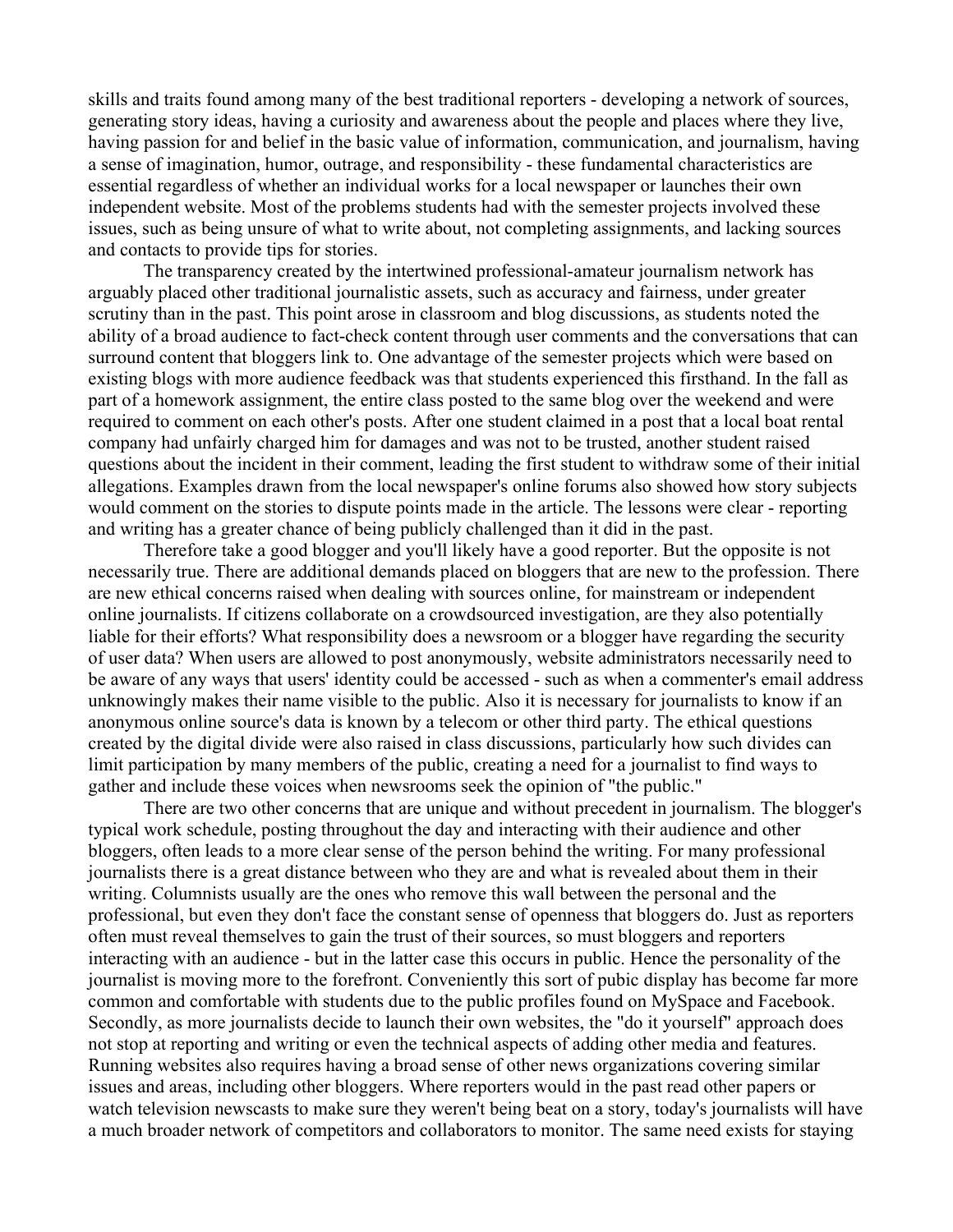skills and traits found among many of the best traditional reporters - developing a network of sources, generating story ideas, having a curiosity and awareness about the people and places where they live, having passion for and belief in the basic value of information, communication, and journalism, having a sense of imagination, humor, outrage, and responsibility - these fundamental characteristics are essential regardless of whether an individual works for a local newspaper or launches their own independent website. Most of the problems students had with the semester projects involved these issues, such as being unsure of what to write about, not completing assignments, and lacking sources and contacts to provide tips for stories.

The transparency created by the intertwined professional-amateur journalism network has arguably placed other traditional journalistic assets, such as accuracy and fairness, under greater scrutiny than in the past. This point arose in classroom and blog discussions, as students noted the ability of a broad audience to fact-check content through user comments and the conversations that can surround content that bloggers link to. One advantage of the semester projects which were based on existing blogs with more audience feedback was that students experienced this firsthand. In the fall as part of a homework assignment, the entire class posted to the same blog over the weekend and were required to comment on each other's posts. After one student claimed in a post that a local boat rental company had unfairly charged him for damages and was not to be trusted, another student raised questions about the incident in their comment, leading the first student to withdraw some of their initial allegations. Examples drawn from the local newspaper's online forums also showed how story subjects would comment on the stories to dispute points made in the article. The lessons were clear - reporting and writing has a greater chance of being publicly challenged than it did in the past.

Therefore take a good blogger and you'll likely have a good reporter. But the opposite is not necessarily true. There are additional demands placed on bloggers that are new to the profession. There are new ethical concerns raised when dealing with sources online, for mainstream or independent online journalists. If citizens collaborate on a crowdsourced investigation, are they also potentially liable for their efforts? What responsibility does a newsroom or a blogger have regarding the security of user data? When users are allowed to post anonymously, website administrators necessarily need to be aware of any ways that users' identity could be accessed - such as when a commenter's email address unknowingly makes their name visible to the public. Also it is necessary for journalists to know if an anonymous online source's data is known by a telecom or other third party. The ethical questions created by the digital divide were also raised in class discussions, particularly how such divides can limit participation by many members of the public, creating a need for a journalist to find ways to gather and include these voices when newsrooms seek the opinion of "the public."

There are two other concerns that are unique and without precedent in journalism. The blogger's typical work schedule, posting throughout the day and interacting with their audience and other bloggers, often leads to a more clear sense of the person behind the writing. For many professional journalists there is a great distance between who they are and what is revealed about them in their writing. Columnists usually are the ones who remove this wall between the personal and the professional, but even they don't face the constant sense of openness that bloggers do. Just as reporters often must reveal themselves to gain the trust of their sources, so must bloggers and reporters interacting with an audience - but in the latter case this occurs in public. Hence the personality of the journalist is moving more to the forefront. Conveniently this sort of pubic display has become far more common and comfortable with students due to the public profiles found on MySpace and Facebook. Secondly, as more journalists decide to launch their own websites, the "do it yourself" approach does not stop at reporting and writing or even the technical aspects of adding other media and features. Running websites also requires having a broad sense of other news organizations covering similar issues and areas, including other bloggers. Where reporters would in the past read other papers or watch television newscasts to make sure they weren't being beat on a story, today's journalists will have a much broader network of competitors and collaborators to monitor. The same need exists for staying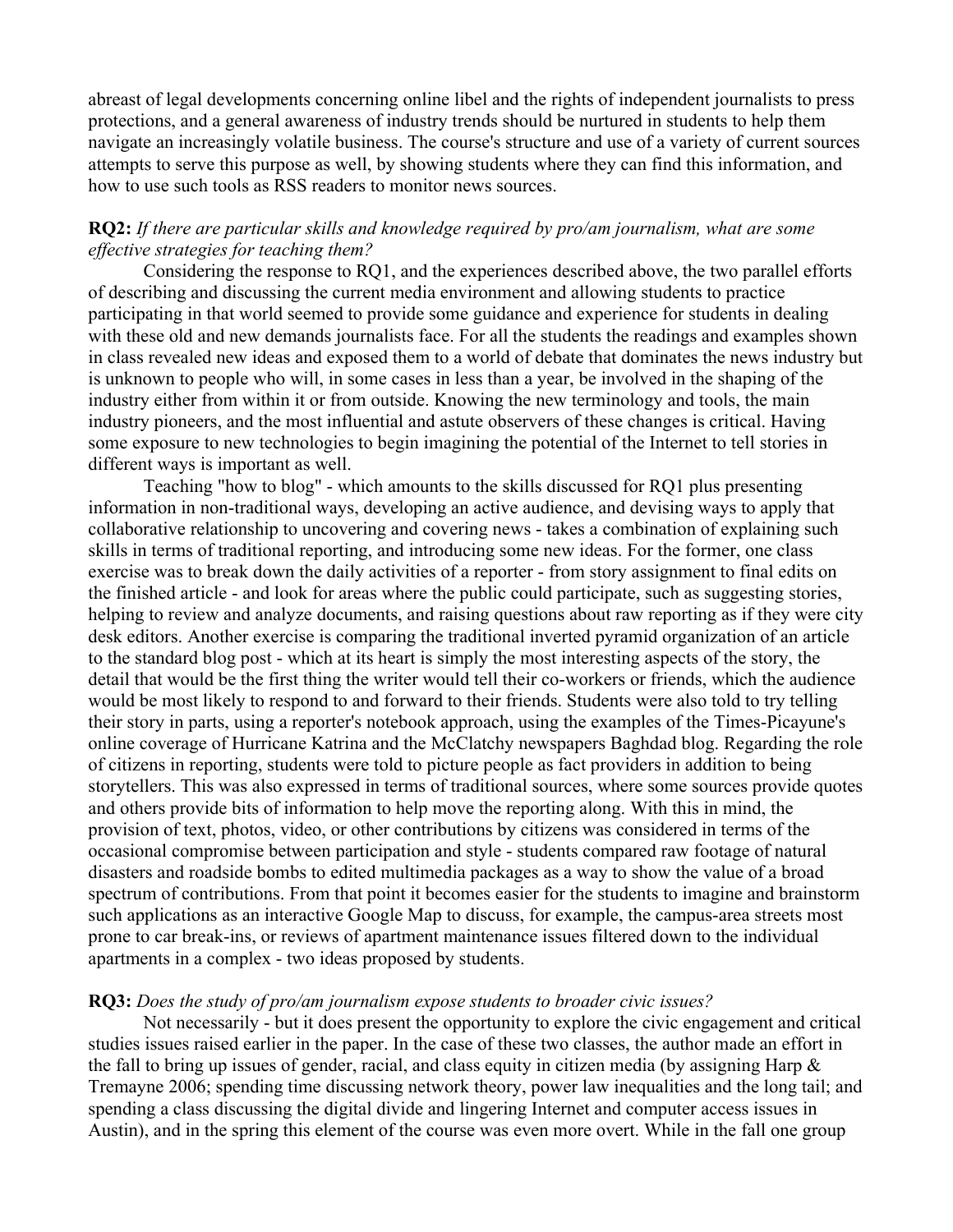abreast of legal developments concerning online libel and the rights of independent journalists to press protections, and a general awareness of industry trends should be nurtured in students to help them navigate an increasingly volatile business. The course's structure and use of a variety of current sources attempts to serve this purpose as well, by showing students where they can find this information, and how to use such tools as RSS readers to monitor news sources.

**RQ2:** *If there are particular skills and knowledge required by pro/am journalism, what are some effective strategies for teaching them?*

Considering the response to RQ1, and the experiences described above, the two parallel efforts of describing and discussing the current media environment and allowing students to practice participating in that world seemed to provide some guidance and experience for students in dealing with these old and new demands journalists face. For all the students the readings and examples shown in class revealed new ideas and exposed them to a world of debate that dominates the news industry but is unknown to people who will, in some cases in less than a year, be involved in the shaping of the industry either from within it or from outside. Knowing the new terminology and tools, the main industry pioneers, and the most influential and astute observers of these changes is critical. Having some exposure to new technologies to begin imagining the potential of the Internet to tell stories in different ways is important as well.

Teaching "how to blog" - which amounts to the skills discussed for RQ1 plus presenting information in non-traditional ways, developing an active audience, and devising ways to apply that collaborative relationship to uncovering and covering news - takes a combination of explaining such skills in terms of traditional reporting, and introducing some new ideas. For the former, one class exercise was to break down the daily activities of a reporter - from story assignment to final edits on the finished article - and look for areas where the public could participate, such as suggesting stories, helping to review and analyze documents, and raising questions about raw reporting as if they were city desk editors. Another exercise is comparing the traditional inverted pyramid organization of an article to the standard blog post - which at its heart is simply the most interesting aspects of the story, the detail that would be the first thing the writer would tell their co-workers or friends, which the audience would be most likely to respond to and forward to their friends. Students were also told to try telling their story in parts, using a reporter's notebook approach, using the examples of the Times-Picayune's online coverage of Hurricane Katrina and the McClatchy newspapers Baghdad blog. Regarding the role of citizens in reporting, students were told to picture people as fact providers in addition to being storytellers. This was also expressed in terms of traditional sources, where some sources provide quotes and others provide bits of information to help move the reporting along. With this in mind, the provision of text, photos, video, or other contributions by citizens was considered in terms of the occasional compromise between participation and style - students compared raw footage of natural disasters and roadside bombs to edited multimedia packages as a way to show the value of a broad spectrum of contributions. From that point it becomes easier for the students to imagine and brainstorm such applications as an interactive Google Map to discuss, for example, the campus-area streets most prone to car break-ins, or reviews of apartment maintenance issues filtered down to the individual apartments in a complex - two ideas proposed by students.

**RQ3:** *Does the study of pro/am journalism expose students to broader civic issues?*

Not necessarily - but it does present the opportunity to explore the civic engagement and critical studies issues raised earlier in the paper. In the case of these two classes, the author made an effort in the fall to bring up issues of gender, racial, and class equity in citizen media (by assigning Harp & Tremayne 2006; spending time discussing network theory, power law inequalities and the long tail; and spending a class discussing the digital divide and lingering Internet and computer access issues in Austin), and in the spring this element of the course was even more overt. While in the fall one group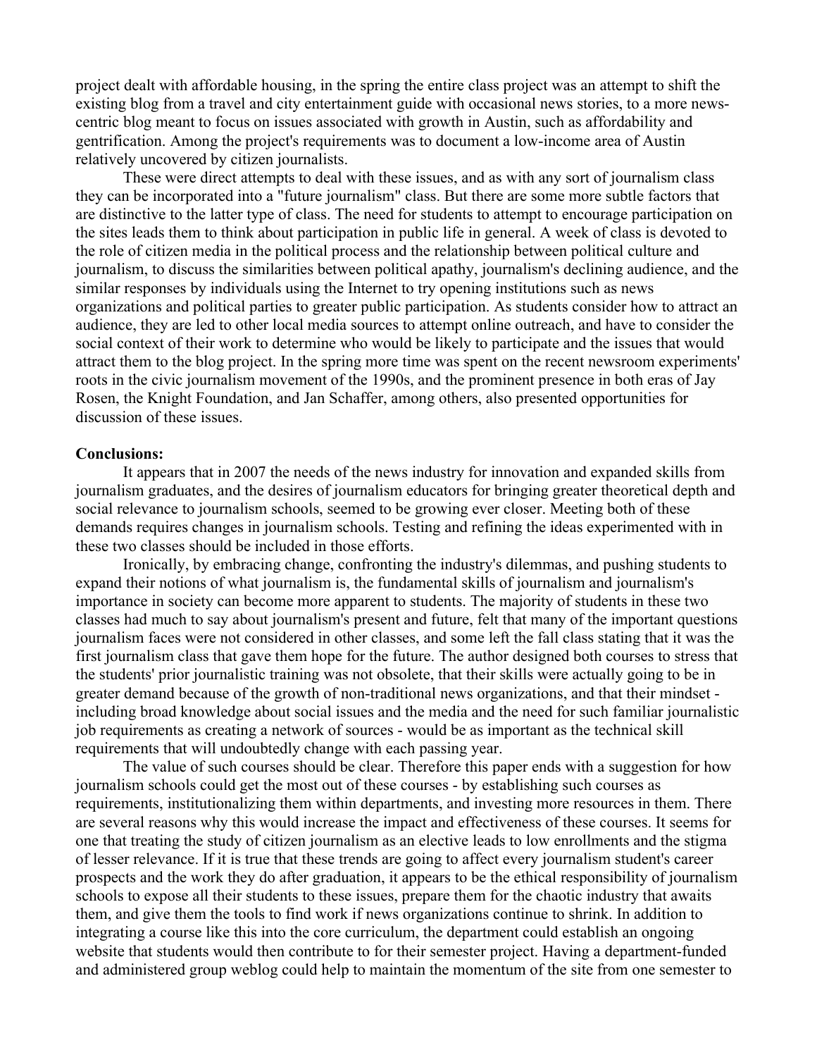project dealt with affordable housing, in the spring the entire class project was an attempt to shift the existing blog from a travel and city entertainment guide with occasional news stories, to a more news-centric blog meant to focus on issues associated with growth in Austin, such as affordability and gentrification. Among the project's requirements was to document a low-income area of Austin relatively uncovered by citizen journalists.

These were direct attempts to deal with these issues, and as with any sort of journalism class they can be incorporated into a "future journalism" class. But there are some more subtle factors that are distinctive to the latter type of class. The need for students to attempt to encourage participation on the sites leads them to think about participation in public life in general. A week of class is devoted to the role of citizen media in the political process and the relationship between political culture and journalism, to discuss the similarities between political apathy, journalism's declining audience, and the similar responses by individuals using the Internet to try opening institutions such as news organizations and political parties to greater public participation. As students consider how to attract an audience, they are led to other local media sources to attempt online outreach, and have to consider the social context of their work to determine who would be likely to participate and the issues that would attract them to the blog project. In the spring more time was spent on the recent newsroom experiments' roots in the civic journalism movement of the 1990s, and the prominent presence in both eras of Jay Rosen, the Knight Foundation, and Jan Schaffer, among others, also presented opportunities for discussion of these issues.

**Conclusions:**

It appears that in 2007 the needs of the news industry for innovation and expanded skills from journalism graduates, and the desires of journalism educators for bringing greater theoretical depth and social relevance to journalism schools, seemed to be growing ever closer. Meeting both of these demands requires changes in journalism schools. Testing and refining the ideas experimented with in these two classes should be included in those efforts.

Ironically, by embracing change, confronting the industry's dilemmas, and pushing students to expand their notions of what journalism is, the fundamental skills of journalism and journalism's importance in society can become more apparent to students. The majority of students in these two classes had much to say about journalism's present and future, felt that many of the important questions journalism faces were not considered in other classes, and some left the fall class stating that it was the first journalism class that gave them hope for the future. The author designed both courses to stress that the students' prior journalistic training was not obsolete, that their skills were actually going to be in greater demand because of the growth of non-traditional news organizations, and that their mindset - including broad knowledge about social issues and the media and the need for such familiar journalistic job requirements as creating a network of sources - would be as important as the technical skill requirements that will undoubtedly change with each passing year.

The value of such courses should be clear. Therefore this paper ends with a suggestion for how journalism schools could get the most out of these courses - by establishing such courses as requirements, institutionalizing them within departments, and investing more resources in them. There are several reasons why this would increase the impact and effectiveness of these courses. It seems for one that treating the study of citizen journalism as an elective leads to low enrollments and the stigma of lesser relevance. If it is true that these trends are going to affect every journalism student's career prospects and the work they do after graduation, it appears to be the ethical responsibility of journalism schools to expose all their students to these issues, prepare them for the chaotic industry that awaits them, and give them the tools to find work if news organizations continue to shrink. In addition to integrating a course like this into the core curriculum, the department could establish an ongoing website that students would then contribute to for their semester project. Having a department-funded and administered group weblog could help to maintain the momentum of the site from one semester to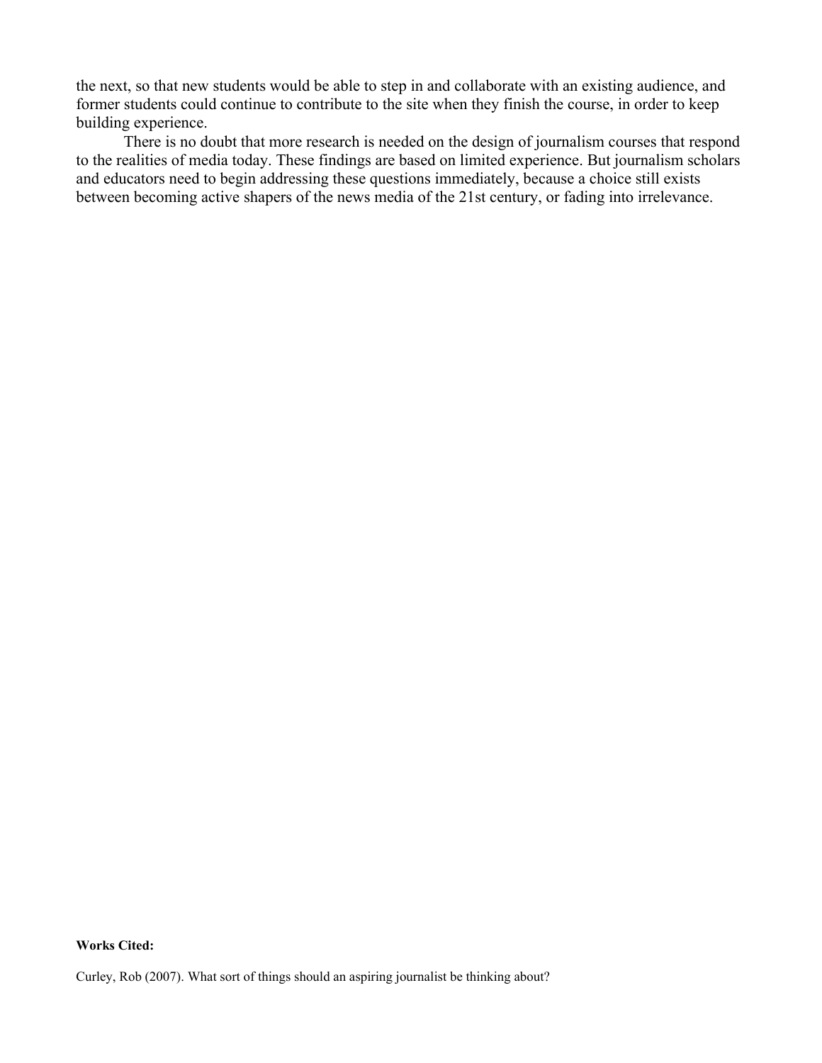the next, so that new students would be able to step in and collaborate with an existing audience, and former students could continue to contribute to the site when they finish the course, in order to keep building experience.

There is no doubt that more research is needed on the design of journalism courses that respond to the realities of media today. These findings are based on limited experience. But journalism scholars and educators need to begin addressing these questions immediately, because a choice still exists between becoming active shapers of the news media of the 21st century, or fading into irrelevance.

**Works Cited:**

Curley, Rob (2007). What sort of things should an aspiring journalist be thinking about?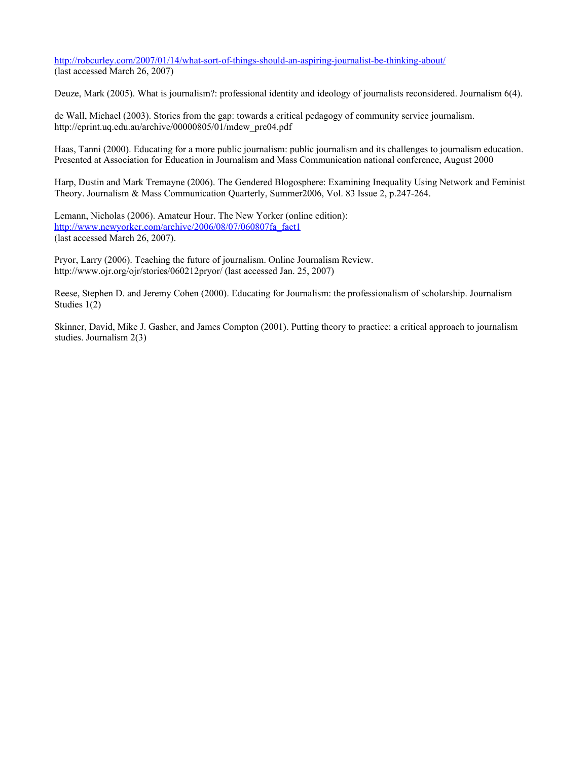http://robcurley.com/2007/01/14/what-sort-of-things-should-an-aspiring-journalist-be-thinking-about/
(last accessed March 26, 2007)

Deuze, Mark (2005). What is journalism?: professional identity and ideology of journalists reconsidered. Journalism 6(4).

de Wall, Michael (2003). Stories from the gap: towards a critical pedagogy of community service journalism. http://eprint.uq.edu.au/archive/00000805/01/mdew_pre04.pdf

Haas, Tanni (2000). Educating for a more public journalism: public journalism and its challenges to journalism education. Presented at Association for Education in Journalism and Mass Communication national conference, August 2000

Harp, Dustin and Mark Tremayne (2006). The Gendered Blogosphere: Examining Inequality Using Network and Feminist Theory. Journalism & Mass Communication Quarterly, Summer2006, Vol. 83 Issue 2, p.247-264.

Lemann, Nicholas (2006). Amateur Hour. The New Yorker (online edition):
http://www.newyorker.com/archive/2006/08/07/060807fa_fact1
(last accessed March 26, 2007).

Pryor, Larry (2006). Teaching the future of journalism. Online Journalism Review.
http://www.ojr.org/ojr/stories/060212pryor/ (last accessed Jan. 25, 2007)

Reese, Stephen D. and Jeremy Cohen (2000). Educating for Journalism: the professionalism of scholarship. Journalism Studies 1(2)

Skinner, David, Mike J. Gasher, and James Compton (2001). Putting theory to practice: a critical approach to journalism studies. Journalism 2(3)